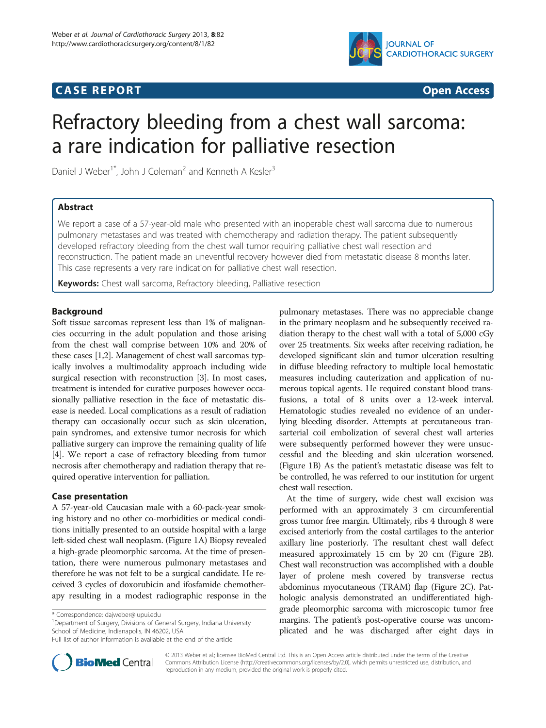**CASE REPORT** **Open Access**

# Refractory bleeding from a chest wall sarcoma: a rare indication for palliative resection

Daniel J Weber[1*], John J Coleman[2] and Kenneth A Kesler[3]

## Abstract

We report a case of a 57-year-old male who presented with an inoperable chest wall sarcoma due to numerous pulmonary metastases and was treated with chemotherapy and radiation therapy. The patient subsequently developed refractory bleeding from the chest wall tumor requiring palliative chest wall resection and reconstruction. The patient made an uneventful recovery however died from metastatic disease 8 months later. This case represents a very rare indication for palliative chest wall resection.

**Keywords:** Chest wall sarcoma, Refractory bleeding, Palliative resection

## Background

Soft tissue sarcomas represent less than 1% of malignancies occurring in the adult population and those arising from the chest wall comprise between 10% and 20% of these cases [1,2]. Management of chest wall sarcomas typically involves a multimodality approach including wide surgical resection with reconstruction [3]. In most cases, treatment is intended for curative purposes however occasionally palliative resection in the face of metastatic disease is needed. Local complications as a result of radiation therapy can occasionally occur such as skin ulceration, pain syndromes, and extensive tumor necrosis for which palliative surgery can improve the remaining quality of life [4]. We report a case of refractory bleeding from tumor necrosis after chemotherapy and radiation therapy that required operative intervention for palliation.

## Case presentation

A 57-year-old Caucasian male with a 60-pack-year smoking history and no other co-morbidities or medical conditions initially presented to an outside hospital with a large left-sided chest wall neoplasm. (Figure 1A) Biopsy revealed a high-grade pleomorphic sarcoma. At the time of presentation, there were numerous pulmonary metastases and therefore he was not felt to be a surgical candidate. He received 3 cycles of doxorubicin and ifosfamide chemotherapy resulting in a modest radiographic response in the pulmonary metastases. There was no appreciable change in the primary neoplasm and he subsequently received radiation therapy to the chest wall with a total of 5,000 cGy over 25 treatments. Six weeks after receiving radiation, he developed significant skin and tumor ulceration resulting in diffuse bleeding refractory to multiple local hemostatic measures including cauterization and application of numerous topical agents. He required constant blood transfusions, a total of 8 units over a 12-week interval. Hematologic studies revealed no evidence of an underlying bleeding disorder. Attempts at percutaneous transarterial coil embolization of several chest wall arteries were subsequently performed however they were unsuccessful and the bleeding and skin ulceration worsened. (Figure 1B) As the patient's metastatic disease was felt to be controlled, he was referred to our institution for urgent chest wall resection.

At the time of surgery, wide chest wall excision was performed with an approximately 3 cm circumferential gross tumor free margin. Ultimately, ribs 4 through 8 were excised anteriorly from the costal cartilages to the anterior axillary line posteriorly. The resultant chest wall defect measured approximately 15 cm by 20 cm (Figure 2B). Chest wall reconstruction was accomplished with a double layer of prolene mesh covered by transverse rectus abdominus myocutaneous (TRAM) flap (Figure 2C). Pathologic analysis demonstrated an undifferentiated high-grade pleomorphic sarcoma with microscopic tumor free margins. The patient's post-operative course was uncomplicated and he was discharged after eight days in

\* Correspondence: dajweber@iupui.edu
[1]Department of Surgery, Divisions of General Surgery, Indiana University School of Medicine, Indianapolis, IN 46202, USA
Full list of author information is available at the end of the article

© 2013 Weber et al.; licensee BioMed Central Ltd. This is an Open Access article distributed under the terms of the Creative Commons Attribution License (http://creativecommons.org/licenses/by/2.0), which permits unrestricted use, distribution, and reproduction in any medium, provided the original work is properly cited.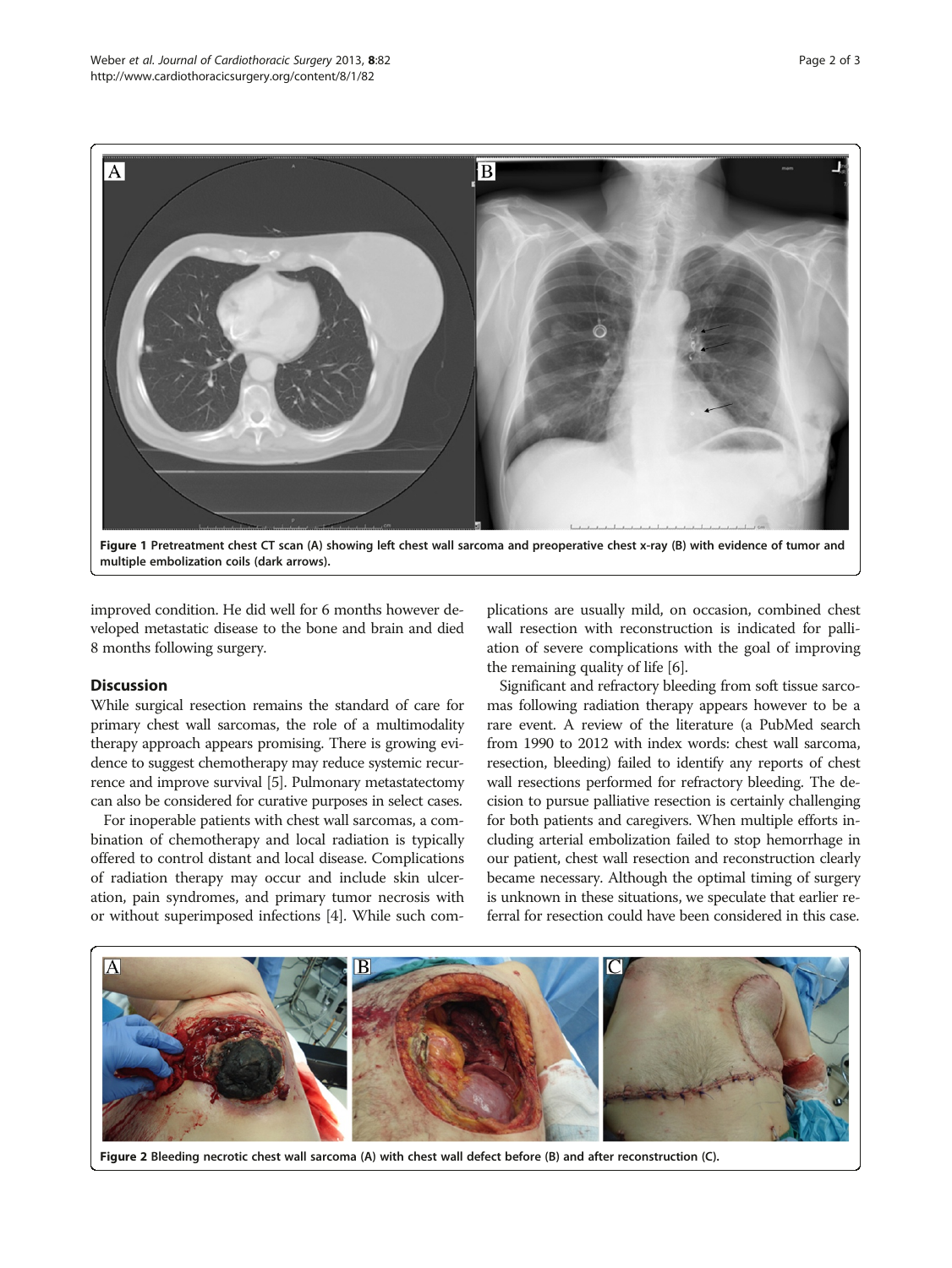Figure 1 Pretreatment chest CT scan (A) showing left chest wall sarcoma and preoperative chest x-ray (B) with evidence of tumor and multiple embolization coils (dark arrows).

improved condition. He did well for 6 months however developed metastatic disease to the bone and brain and died 8 months following surgery.

## Discussion

While surgical resection remains the standard of care for primary chest wall sarcomas, the role of a multimodality therapy approach appears promising. There is growing evidence to suggest chemotherapy may reduce systemic recurrence and improve survival [5]. Pulmonary metastatectomy can also be considered for curative purposes in select cases.

For inoperable patients with chest wall sarcomas, a combination of chemotherapy and local radiation is typically offered to control distant and local disease. Complications of radiation therapy may occur and include skin ulceration, pain syndromes, and primary tumor necrosis with or without superimposed infections [4]. While such complications are usually mild, on occasion, combined chest wall resection with reconstruction is indicated for palliation of severe complications with the goal of improving the remaining quality of life [6].

Significant and refractory bleeding from soft tissue sarcomas following radiation therapy appears however to be a rare event. A review of the literature (a PubMed search from 1990 to 2012 with index words: chest wall sarcoma, resection, bleeding) failed to identify any reports of chest wall resections performed for refractory bleeding. The decision to pursue palliative resection is certainly challenging for both patients and caregivers. When multiple efforts including arterial embolization failed to stop hemorrhage in our patient, chest wall resection and reconstruction clearly became necessary. Although the optimal timing of surgery is unknown in these situations, we speculate that earlier referral for resection could have been considered in this case.

Figure 2 Bleeding necrotic chest wall sarcoma (A) with chest wall defect before (B) and after reconstruction (C).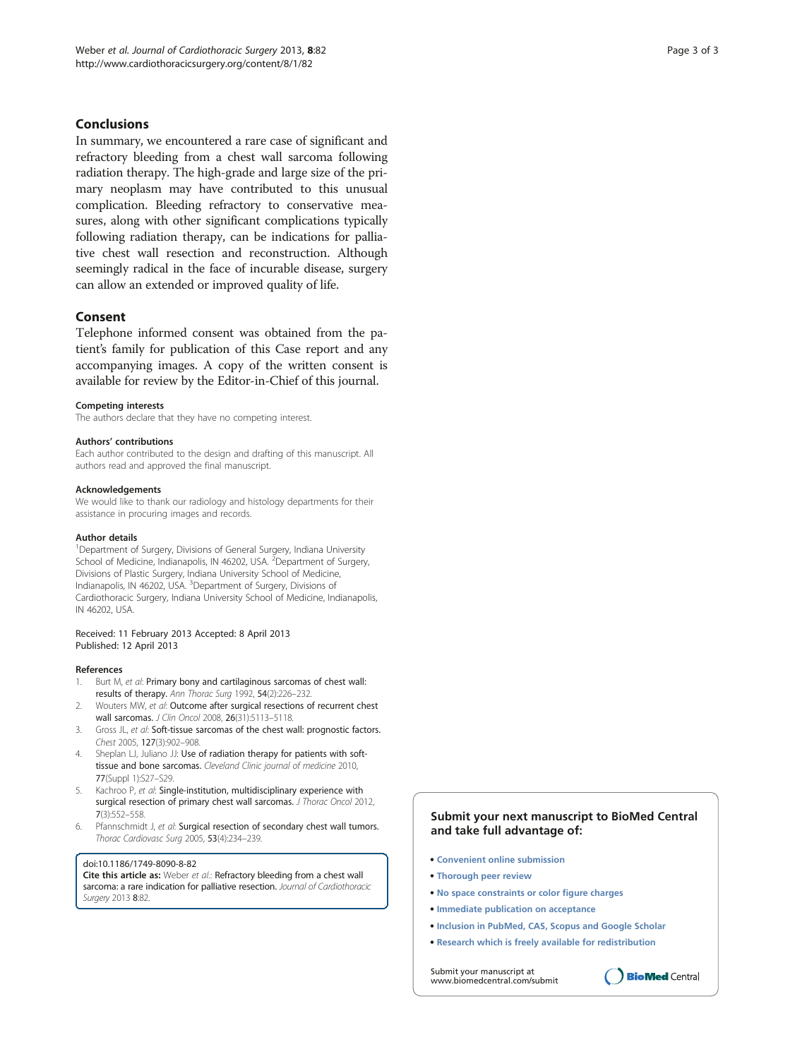## Conclusions

In summary, we encountered a rare case of significant and refractory bleeding from a chest wall sarcoma following radiation therapy. The high-grade and large size of the primary neoplasm may have contributed to this unusual complication. Bleeding refractory to conservative measures, along with other significant complications typically following radiation therapy, can be indications for palliative chest wall resection and reconstruction. Although seemingly radical in the face of incurable disease, surgery can allow an extended or improved quality of life.

## Consent

Telephone informed consent was obtained from the patient's family for publication of this Case report and any accompanying images. A copy of the written consent is available for review by the Editor-in-Chief of this journal.

#### Competing interests

The authors declare that they have no competing interest.

#### Authors' contributions

Each author contributed to the design and drafting of this manuscript. All authors read and approved the final manuscript.

#### Acknowledgements

We would like to thank our radiology and histology departments for their assistance in procuring images and records.

#### Author details

[1]Department of Surgery, Divisions of General Surgery, Indiana University School of Medicine, Indianapolis, IN 46202, USA. [2]Department of Surgery, Divisions of Plastic Surgery, Indiana University School of Medicine, Indianapolis, IN 46202, USA. [3]Department of Surgery, Divisions of Cardiothoracic Surgery, Indiana University School of Medicine, Indianapolis, IN 46202, USA.

Received: 11 February 2013 Accepted: 8 April 2013
Published: 12 April 2013

#### References

1. Burt M, *et al*: **Primary bony and cartilaginous sarcomas of chest wall: results of therapy.** *Ann Thorac Surg* 1992, **54**(2):226–232.
2. Wouters MW, *et al*: **Outcome after surgical resections of recurrent chest wall sarcomas.** *J Clin Oncol* 2008, **26**(31):5113–5118.
3. Gross JL, *et al*: **Soft-tissue sarcomas of the chest wall: prognostic factors.** *Chest* 2005, **127**(3):902–908.
4. Sheplan LJ, Juliano JJ: **Use of radiation therapy for patients with soft-tissue and bone sarcomas.** *Cleveland Clinic journal of medicine* 2010, **77**(Suppl 1):S27–S29.
5. Kachroo P, *et al*: **Single-institution, multidisciplinary experience with surgical resection of primary chest wall sarcomas.** *J Thorac Oncol* 2012, **7**(3):552–558.
6. Pfannschmidt J, *et al*: **Surgical resection of secondary chest wall tumors.** *Thorac Cardiovasc Surg* 2005, **53**(4):234–239.

doi:10.1186/1749-8090-8-82

**Cite this article as:** Weber *et al.*: Refractory bleeding from a chest wall sarcoma: a rare indication for palliative resection. *Journal of Cardiothoracic Surgery* 2013 **8**:82.

**Submit your next manuscript to BioMed Central and take full advantage of:**

- **Convenient online submission**
- **Thorough peer review**
- **No space constraints or color figure charges**
- **Immediate publication on acceptance**
- **Inclusion in PubMed, CAS, Scopus and Google Scholar**
- **Research which is freely available for redistribution**

Submit your manuscript at
www.biomedcentral.com/submit

BioMed Central